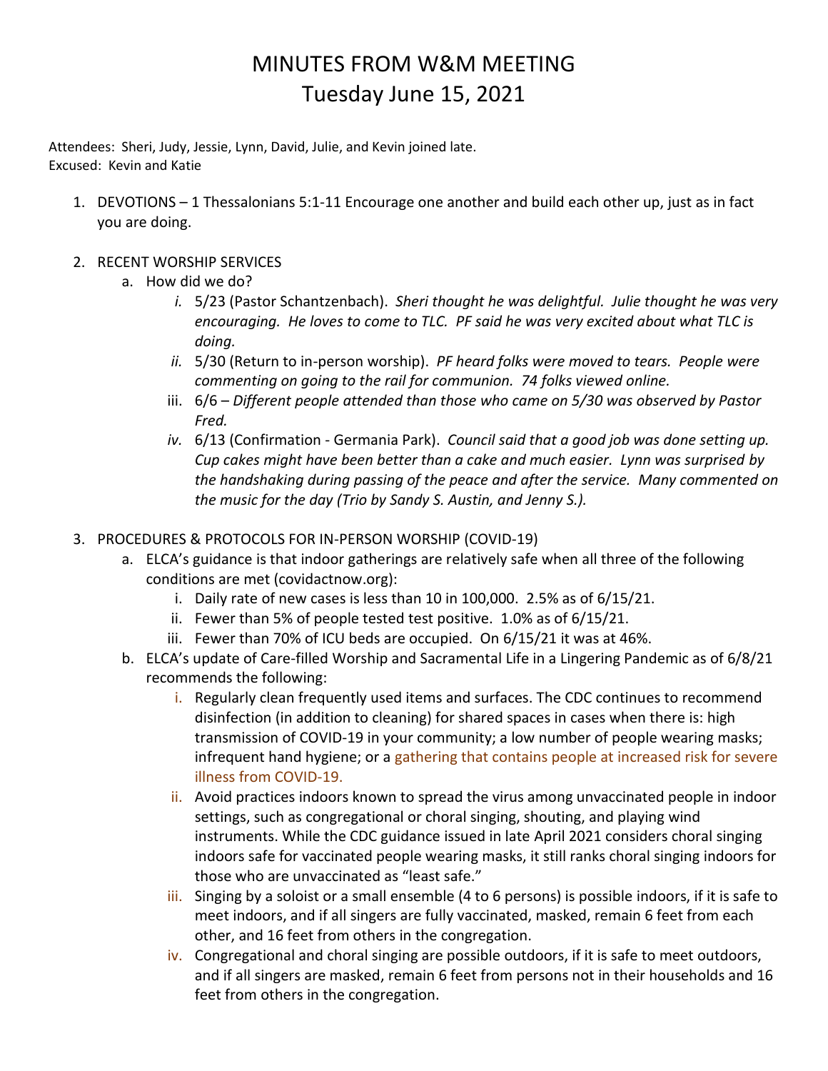# MINUTES FROM W&M MEETING
# Tuesday June 15, 2021

Attendees: Sheri, Judy, Jessie, Lynn, David, Julie, and Kevin joined late.
Excused: Kevin and Katie

1. DEVOTIONS – 1 Thessalonians 5:1-11 Encourage one another and build each other up, just as in fact you are doing.

2. RECENT WORSHIP SERVICES
   a. How did we do?
      i. 5/23 (Pastor Schantzenbach). *Sheri thought he was delightful. Julie thought he was very encouraging. He loves to come to TLC. PF said he was very excited about what TLC is doing.*
      ii. 5/30 (Return to in-person worship). *PF heard folks were moved to tears. People were commenting on going to the rail for communion. 74 folks viewed online.*
      iii. 6/6 – *Different people attended than those who came on 5/30 was observed by Pastor Fred.*
      iv. 6/13 (Confirmation - Germania Park). *Council said that a good job was done setting up. Cup cakes might have been better than a cake and much easier. Lynn was surprised by the handshaking during passing of the peace and after the service. Many commented on the music for the day (Trio by Sandy S. Austin, and Jenny S.).*

3. PROCEDURES & PROTOCOLS FOR IN-PERSON WORSHIP (COVID-19)
   a. ELCA's guidance is that indoor gatherings are relatively safe when all three of the following conditions are met (covidactnow.org):
      i. Daily rate of new cases is less than 10 in 100,000. 2.5% as of 6/15/21.
      ii. Fewer than 5% of people tested test positive. 1.0% as of 6/15/21.
      iii. Fewer than 70% of ICU beds are occupied. On 6/15/21 it was at 46%.
   b. ELCA's update of Care-filled Worship and Sacramental Life in a Lingering Pandemic as of 6/8/21 recommends the following:
      i. Regularly clean frequently used items and surfaces. The CDC continues to recommend disinfection (in addition to cleaning) for shared spaces in cases when there is: high transmission of COVID-19 in your community; a low number of people wearing masks; infrequent hand hygiene; or a gathering that contains people at increased risk for severe illness from COVID-19.
      ii. Avoid practices indoors known to spread the virus among unvaccinated people in indoor settings, such as congregational or choral singing, shouting, and playing wind instruments. While the CDC guidance issued in late April 2021 considers choral singing indoors safe for vaccinated people wearing masks, it still ranks choral singing indoors for those who are unvaccinated as "least safe."
      iii. Singing by a soloist or a small ensemble (4 to 6 persons) is possible indoors, if it is safe to meet indoors, and if all singers are fully vaccinated, masked, remain 6 feet from each other, and 16 feet from others in the congregation.
      iv. Congregational and choral singing are possible outdoors, if it is safe to meet outdoors, and if all singers are masked, remain 6 feet from persons not in their households and 16 feet from others in the congregation.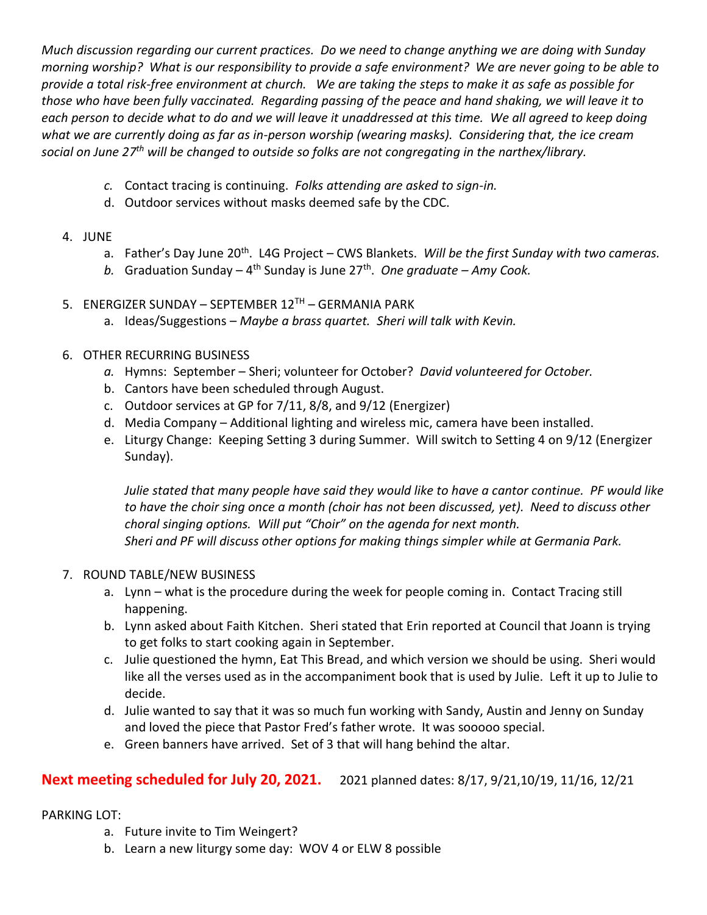*Much discussion regarding our current practices. Do we need to change anything we are doing with Sunday morning worship? What is our responsibility to provide a safe environment? We are never going to be able to provide a total risk-free environment at church. We are taking the steps to make it as safe as possible for those who have been fully vaccinated. Regarding passing of the peace and hand shaking, we will leave it to each person to decide what to do and we will leave it unaddressed at this time. We all agreed to keep doing what we are currently doing as far as in-person worship (wearing masks). Considering that, the ice cream social on June 27th will be changed to outside so folks are not congregating in the narthex/library.*

  - c. Contact tracing is continuing. *Folks attending are asked to sign-in.*
  - d. Outdoor services without masks deemed safe by the CDC.

4. JUNE
   - a. Father's Day June 20th. L4G Project – CWS Blankets. *Will be the first Sunday with two cameras.*
   - b. Graduation Sunday – 4th Sunday is June 27th. *One graduate – Amy Cook.*

5. ENERGIZER SUNDAY – SEPTEMBER 12TH – GERMANIA PARK
   - a. Ideas/Suggestions – *Maybe a brass quartet. Sheri will talk with Kevin.*

6. OTHER RECURRING BUSINESS
   - a. Hymns: September – Sheri; volunteer for October? *David volunteered for October.*
   - b. Cantors have been scheduled through August.
   - c. Outdoor services at GP for 7/11, 8/8, and 9/12 (Energizer)
   - d. Media Company – Additional lighting and wireless mic, camera have been installed.
   - e. Liturgy Change: Keeping Setting 3 during Summer. Will switch to Setting 4 on 9/12 (Energizer Sunday).

     *Julie stated that many people have said they would like to have a cantor continue. PF would like to have the choir sing once a month (choir has not been discussed, yet). Need to discuss other choral singing options. Will put "Choir" on the agenda for next month.*
     *Sheri and PF will discuss other options for making things simpler while at Germania Park.*

7. ROUND TABLE/NEW BUSINESS
   - a. Lynn – what is the procedure during the week for people coming in. Contact Tracing still happening.
   - b. Lynn asked about Faith Kitchen. Sheri stated that Erin reported at Council that Joann is trying to get folks to start cooking again in September.
   - c. Julie questioned the hymn, Eat This Bread, and which version we should be using. Sheri would like all the verses used as in the accompaniment book that is used by Julie. Left it up to Julie to decide.
   - d. Julie wanted to say that it was so much fun working with Sandy, Austin and Jenny on Sunday and loved the piece that Pastor Fred's father wrote. It was sooooo special.
   - e. Green banners have arrived. Set of 3 that will hang behind the altar.

**Next meeting scheduled for July 20, 2021.** 2021 planned dates: 8/17, 9/21,10/19, 11/16, 12/21

PARKING LOT:

- a. Future invite to Tim Weingert?
- b. Learn a new liturgy some day: WOV 4 or ELW 8 possible